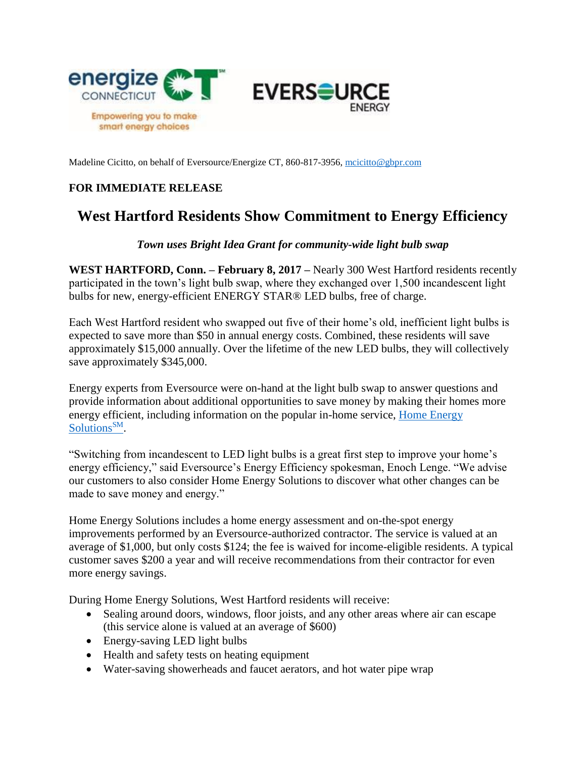Madeline Cicitto, on behalf of Eversource/Energize CT, 860-817-3956, [mcicitto@gbpr.com](mailto:mcicitto@gbpr.com)

**FOR IMMEDIATE RELEASE**

# West Hartford Residents Show Commitment to Energy Efficiency

***Town uses Bright Idea Grant for community-wide light bulb swap***

**WEST HARTFORD, Conn. – February 8, 2017 –** Nearly 300 West Hartford residents recently participated in the town's light bulb swap, where they exchanged over 1,500 incandescent light bulbs for new, energy-efficient ENERGY STAR® LED bulbs, free of charge.

Each West Hartford resident who swapped out five of their home's old, inefficient light bulbs is expected to save more than $50 in annual energy costs. Combined, these residents will save approximately $15,000 annually. Over the lifetime of the new LED bulbs, they will collectively save approximately $345,000.

Energy experts from Eversource were on-hand at the light bulb swap to answer questions and provide information about additional opportunities to save money by making their homes more energy efficient, including information on the popular in-home service, [Home Energy Solutions℠](#).

"Switching from incandescent to LED light bulbs is a great first step to improve your home's energy efficiency," said Eversource's Energy Efficiency spokesman, Enoch Lenge. "We advise our customers to also consider Home Energy Solutions to discover what other changes can be made to save money and energy."

Home Energy Solutions includes a home energy assessment and on-the-spot energy improvements performed by an Eversource-authorized contractor. The service is valued at an average of $1,000, but only costs $124; the fee is waived for income-eligible residents. A typical customer saves $200 a year and will receive recommendations from their contractor for even more energy savings.

During Home Energy Solutions, West Hartford residents will receive:

- Sealing around doors, windows, floor joists, and any other areas where air can escape (this service alone is valued at an average of $600)
- Energy-saving LED light bulbs
- Health and safety tests on heating equipment
- Water-saving showerheads and faucet aerators, and hot water pipe wrap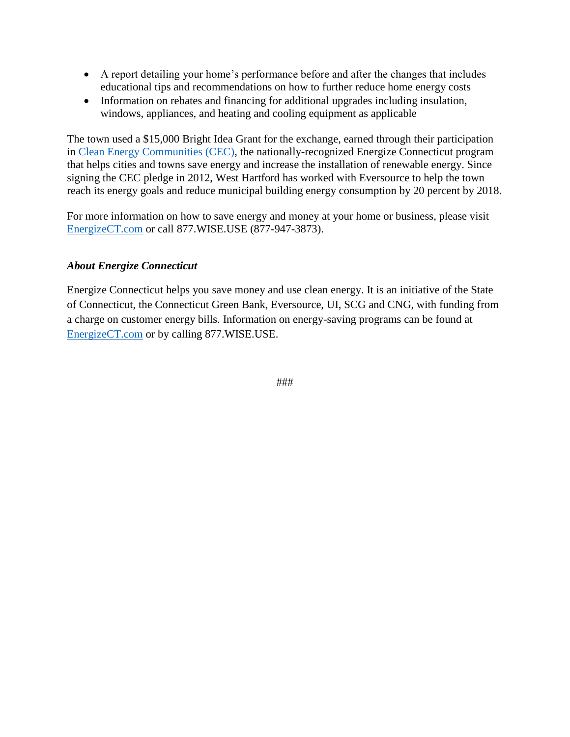- A report detailing your home's performance before and after the changes that includes educational tips and recommendations on how to further reduce home energy costs
- Information on rebates and financing for additional upgrades including insulation, windows, appliances, and heating and cooling equipment as applicable

The town used a $15,000 Bright Idea Grant for the exchange, earned through their participation in Clean Energy Communities (CEC), the nationally-recognized Energize Connecticut program that helps cities and towns save energy and increase the installation of renewable energy. Since signing the CEC pledge in 2012, West Hartford has worked with Eversource to help the town reach its energy goals and reduce municipal building energy consumption by 20 percent by 2018.

For more information on how to save energy and money at your home or business, please visit EnergizeCT.com or call 877.WISE.USE (877-947-3873).

***About Energize Connecticut***

Energize Connecticut helps you save money and use clean energy. It is an initiative of the State of Connecticut, the Connecticut Green Bank, Eversource, UI, SCG and CNG, with funding from a charge on customer energy bills. Information on energy-saving programs can be found at EnergizeCT.com or by calling 877.WISE.USE.

###